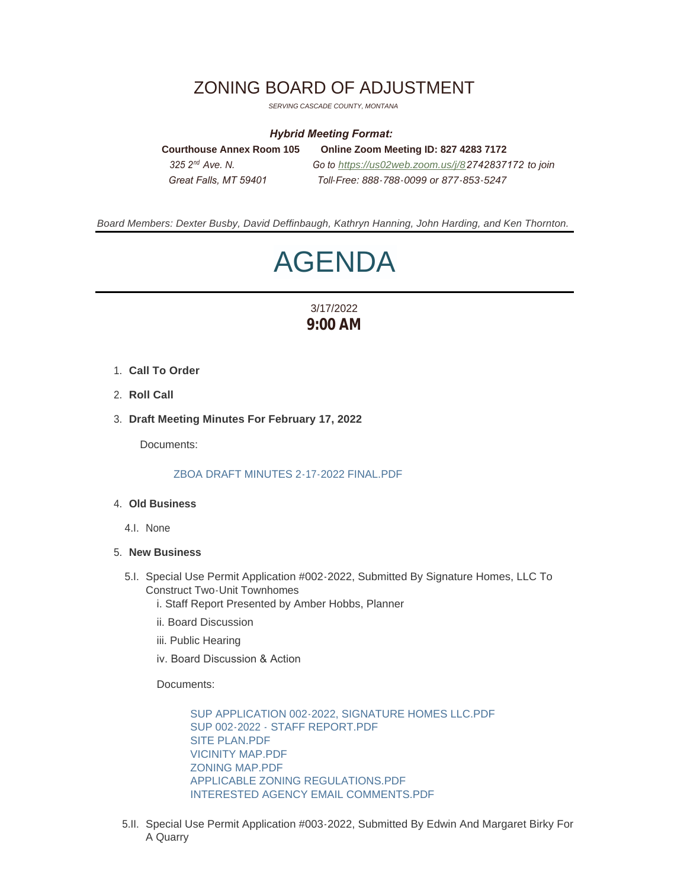# ZONING BOARD OF ADJUSTMENT

*SERVING CASCADE COUNTY, MONTANA*

***Hybrid Meeting Format:***

**Courthouse Annex Room 105**
*325 2nd Ave. N.*
*Great Falls, MT 59401*

**Online Zoom Meeting ID: 827 4283 7172**
*Go to https://us02web.zoom.us/j/82742837172 to join*
*Toll-Free: 888-788-0099 or 877-853-5247*

*Board Members: Dexter Busby, David Deffinbaugh, Kathryn Hanning, John Harding, and Ken Thornton.*

# AGENDA

3/17/2022
**9:00 AM**

1. **Call To Order**
2. **Roll Call**
3. **Draft Meeting Minutes For February 17, 2022**

   Documents:

   ZBOA DRAFT MINUTES 2-17-2022 FINAL.PDF

4. **Old Business**

   4.I. None

5. **New Business**

   5.I. Special Use Permit Application #002-2022, Submitted By Signature Homes, LLC To Construct Two-Unit Townhomes
   - i. Staff Report Presented by Amber Hobbs, Planner
   - ii. Board Discussion
   - iii. Public Hearing
   - iv. Board Discussion & Action

   Documents:

   SUP APPLICATION 002-2022, SIGNATURE HOMES LLC.PDF
   SUP 002-2022 - STAFF REPORT.PDF
   SITE PLAN.PDF
   VICINITY MAP.PDF
   ZONING MAP.PDF
   APPLICABLE ZONING REGULATIONS.PDF
   INTERESTED AGENCY EMAIL COMMENTS.PDF

   5.II. Special Use Permit Application #003-2022, Submitted By Edwin And Margaret Birky For A Quarry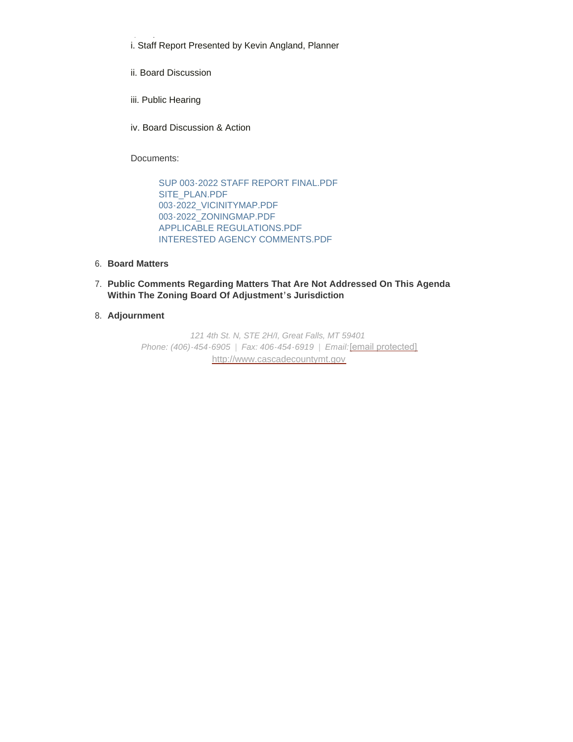i. Staff Report Presented by Kevin Angland, Planner

ii. Board Discussion

iii. Public Hearing

iv. Board Discussion & Action

Documents:

SUP 003-2022 STAFF REPORT FINAL.PDF
SITE_PLAN.PDF
003-2022_VICINITYMAP.PDF
003-2022_ZONINGMAP.PDF
APPLICABLE REGULATIONS.PDF
INTERESTED AGENCY COMMENTS.PDF

6. **Board Matters**

7. **Public Comments Regarding Matters That Are Not Addressed On This Agenda Within The Zoning Board Of Adjustment's Jurisdiction**

8. **Adjournment**

*121 4th St. N, STE 2H/I, Great Falls, MT 59401*
*Phone: (406)-454-6905 | Fax: 406-454-6919 | Email:* [email protected]
http://www.cascadecountymt.gov